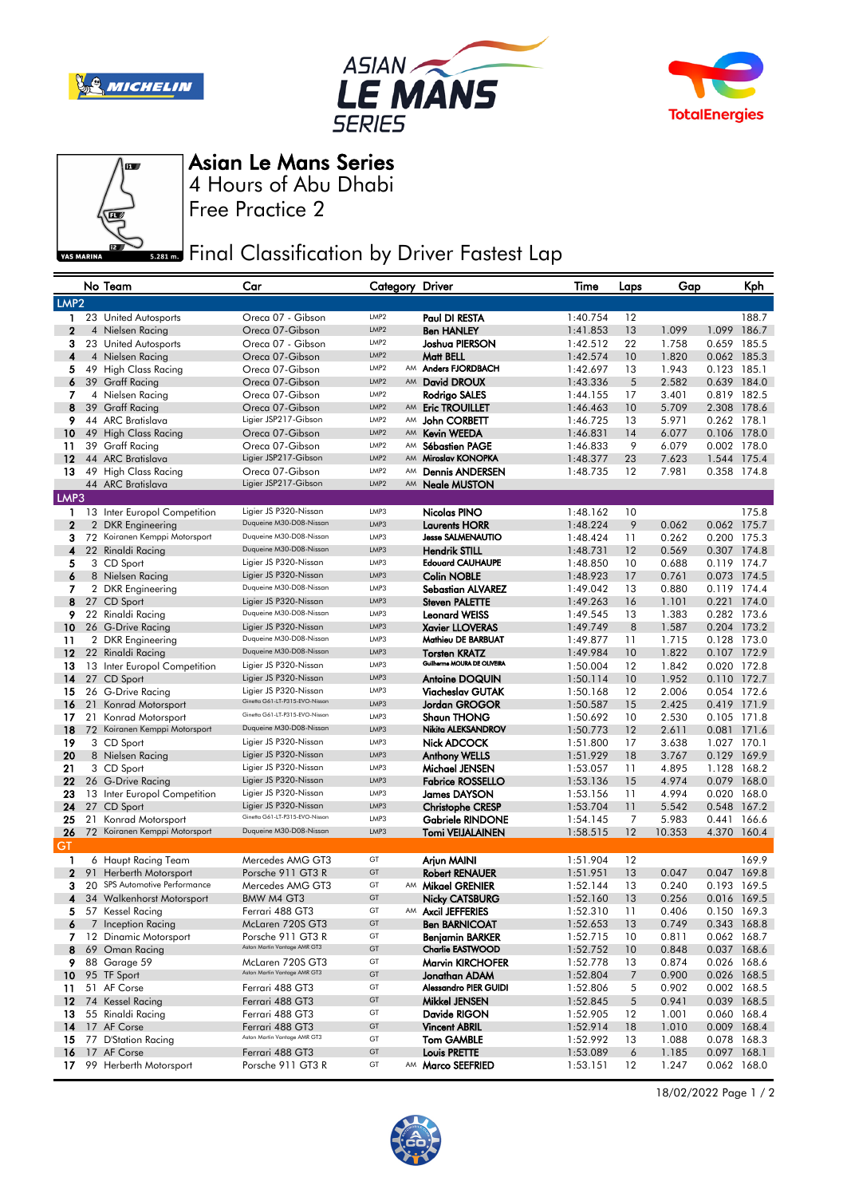# Asian Le Mans Series

## 4 Hours of Abu Dhabi

## Free Practice 2

YAS MARINA 5.281 m.

## Final Classification by Driver Fastest Lap

| | No | Team | Car | Category | | Driver | Time | Laps | Gap | | Kph |
|---|---|---|---|---|---|---|---|---|---|---|---|
| **LMP2** | | | | | | | | | | | |
| 1 | 23 | United Autosports | Oreca 07 - Gibson | LMP2 | | Paul DI RESTA | 1:40.754 | 12 | | | 188.7 |
| 2 | 4 | Nielsen Racing | Oreca 07-Gibson | LMP2 | | Ben HANLEY | 1:41.853 | 13 | 1.099 | 1.099 | 186.7 |
| 3 | 23 | United Autosports | Oreca 07 - Gibson | LMP2 | | Joshua PIERSON | 1:42.512 | 22 | 1.758 | 0.659 | 185.5 |
| 4 | 4 | Nielsen Racing | Oreca 07-Gibson | LMP2 | | Matt BELL | 1:42.574 | 10 | 1.820 | 0.062 | 185.3 |
| 5 | 49 | High Class Racing | Oreca 07-Gibson | LMP2 | AM | Anders FJORDBACH | 1:42.697 | 13 | 1.943 | 0.123 | 185.1 |
| 6 | 39 | Graff Racing | Oreca 07-Gibson | LMP2 | AM | David DROUX | 1:43.336 | 5 | 2.582 | 0.639 | 184.0 |
| 7 | 4 | Nielsen Racing | Oreca 07-Gibson | LMP2 | | Rodrigo SALES | 1:44.155 | 17 | 3.401 | 0.819 | 182.5 |
| 8 | 39 | Graff Racing | Oreca 07-Gibson | LMP2 | AM | Eric TROUILLET | 1:46.463 | 10 | 5.709 | 2.308 | 178.6 |
| 9 | 44 | ARC Bratislava | Ligier JSP217-Gibson | LMP2 | AM | John CORBETT | 1:46.725 | 13 | 5.971 | 0.262 | 178.1 |
| 10 | 49 | High Class Racing | Oreca 07-Gibson | LMP2 | AM | Kevin WEEDA | 1:46.831 | 14 | 6.077 | 0.106 | 178.0 |
| 11 | 39 | Graff Racing | Oreca 07-Gibson | LMP2 | AM | Sébastien PAGE | 1:46.833 | 9 | 6.079 | 0.002 | 178.0 |
| 12 | 44 | ARC Bratislava | Ligier JSP217-Gibson | LMP2 | AM | Miroslav KONOPKA | 1:48.377 | 23 | 7.623 | 1.544 | 175.4 |
| 13 | 49 | High Class Racing | Oreca 07-Gibson | LMP2 | AM | Dennis ANDERSEN | 1:48.735 | 12 | 7.981 | 0.358 | 174.8 |
| | 44 | ARC Bratislava | Ligier JSP217-Gibson | LMP2 | AM | Neale MUSTON | | | | | |
| **LMP3** | | | | | | | | | | | |
| 1 | 13 | Inter Europol Competition | Ligier JS P320-Nissan | LMP3 | | Nicolas PINO | 1:48.162 | 10 | | | 175.8 |
| 2 | 2 | DKR Engineering | Duqueine M30-D08-Nissan | LMP3 | | Laurents HORR | 1:48.224 | 9 | 0.062 | 0.062 | 175.7 |
| 3 | 72 | Koiranen Kemppi Motorsport | Duqueine M30-D08-Nissan | LMP3 | | Jesse SALMENAUTIO | 1:48.424 | 11 | 0.262 | 0.200 | 175.3 |
| 4 | 22 | Rinaldi Racing | Duqueine M30-D08-Nissan | LMP3 | | Hendrik STILL | 1:48.731 | 12 | 0.569 | 0.307 | 174.8 |
| 5 | 3 | CD Sport | Ligier JS P320-Nissan | LMP3 | | Edouard CAUHAUPE | 1:48.850 | 10 | 0.688 | 0.119 | 174.7 |
| 6 | 8 | Nielsen Racing | Ligier JS P320-Nissan | LMP3 | | Colin NOBLE | 1:48.923 | 17 | 0.761 | 0.073 | 174.5 |
| 7 | 2 | DKR Engineering | Duqueine M30-D08-Nissan | LMP3 | | Sebastian ALVAREZ | 1:49.042 | 13 | 0.880 | 0.119 | 174.4 |
| 8 | 27 | CD Sport | Ligier JS P320-Nissan | LMP3 | | Steven PALETTE | 1:49.263 | 16 | 1.101 | 0.221 | 174.0 |
| 9 | 22 | Rinaldi Racing | Duqueine M30-D08-Nissan | LMP3 | | Leonard WEISS | 1:49.545 | 13 | 1.383 | 0.282 | 173.6 |
| 10 | 26 | G-Drive Racing | Ligier JS P320-Nissan | LMP3 | | Xavier LLOVERAS | 1:49.749 | 8 | 1.587 | 0.204 | 173.2 |
| 11 | 2 | DKR Engineering | Duqueine M30-D08-Nissan | LMP3 | | Mathieu DE BARBUAT | 1:49.877 | 11 | 1.715 | 0.128 | 173.0 |
| 12 | 22 | Rinaldi Racing | Duqueine M30-D08-Nissan | LMP3 | | Torsten KRATZ | 1:49.984 | 10 | 1.822 | 0.107 | 172.9 |
| 13 | 13 | Inter Europol Competition | Ligier JS P320-Nissan | LMP3 | | Guilherme MOURA DE OLIVEIRA | 1:50.004 | 12 | 1.842 | 0.020 | 172.8 |
| 14 | 27 | CD Sport | Ligier JS P320-Nissan | LMP3 | | Antoine DOQUIN | 1:50.114 | 10 | 1.952 | 0.110 | 172.7 |
| 15 | 26 | G-Drive Racing | Ligier JS P320-Nissan | LMP3 | | Viacheslav GUTAK | 1:50.168 | 12 | 2.006 | 0.054 | 172.6 |
| 16 | 21 | Konrad Motorsport | Ginetta G61-LT-P315-EVO-Nissan | LMP3 | | Jordan GROGOR | 1:50.587 | 15 | 2.425 | 0.419 | 171.9 |
| 17 | 21 | Konrad Motorsport | Ginetta G61-LT-P315-EVO-Nissan | LMP3 | | Shaun THONG | 1:50.692 | 10 | 2.530 | 0.105 | 171.8 |
| 18 | 72 | Koiranen Kemppi Motorsport | Duqueine M30-D08-Nissan | LMP3 | | Nikita ALEKSANDROV | 1:50.773 | 12 | 2.611 | 0.081 | 171.6 |
| 19 | 3 | CD Sport | Ligier JS P320-Nissan | LMP3 | | Nick ADCOCK | 1:51.800 | 17 | 3.638 | 1.027 | 170.1 |
| 20 | 8 | Nielsen Racing | Ligier JS P320-Nissan | LMP3 | | Anthony WELLS | 1:51.929 | 18 | 3.767 | 0.129 | 169.9 |
| 21 | 3 | CD Sport | Ligier JS P320-Nissan | LMP3 | | Michael JENSEN | 1:53.057 | 11 | 4.895 | 1.128 | 168.2 |
| 22 | 26 | G-Drive Racing | Ligier JS P320-Nissan | LMP3 | | Fabrice ROSSELLO | 1:53.136 | 15 | 4.974 | 0.079 | 168.0 |
| 23 | 13 | Inter Europol Competition | Ligier JS P320-Nissan | LMP3 | | James DAYSON | 1:53.156 | 11 | 4.994 | 0.020 | 168.0 |
| 24 | 27 | CD Sport | Ligier JS P320-Nissan | LMP3 | | Christophe CRESP | 1:53.704 | 11 | 5.542 | 0.548 | 167.2 |
| 25 | 21 | Konrad Motorsport | Ginetta G61-LT-P315-EVO-Nissan | LMP3 | | Gabriele RINDONE | 1:54.145 | 7 | 5.983 | 0.441 | 166.6 |
| 26 | 72 | Koiranen Kemppi Motorsport | Duqueine M30-D08-Nissan | LMP3 | | Tomi VEIJALAINEN | 1:58.515 | 12 | 10.353 | 4.370 | 160.4 |
| **GT** | | | | | | | | | | | |
| 1 | 6 | Haupt Racing Team | Mercedes AMG GT3 | GT | | Arjun MAINI | 1:51.904 | 12 | | | 169.9 |
| 2 | 91 | Herberth Motorsport | Porsche 911 GT3 R | GT | | Robert RENAUER | 1:51.951 | 13 | 0.047 | 0.047 | 169.8 |
| 3 | 20 | SPS Automotive Performance | Mercedes AMG GT3 | GT | AM | Mikael GRENIER | 1:52.144 | 13 | 0.240 | 0.193 | 169.5 |
| 4 | 34 | Walkenhorst Motorsport | BMW M4 GT3 | GT | | Nicky CATSBURG | 1:52.160 | 13 | 0.256 | 0.016 | 169.5 |
| 5 | 57 | Kessel Racing | Ferrari 488 GT3 | GT | AM | Axcil JEFFERIES | 1:52.310 | 11 | 0.406 | 0.150 | 169.3 |
| 6 | 7 | Inception Racing | McLaren 720S GT3 | GT | | Ben BARNICOAT | 1:52.653 | 13 | 0.749 | 0.343 | 168.8 |
| 7 | 12 | Dinamic Motorsport | Porsche 911 GT3 R | GT | | Benjamin BARKER | 1:52.715 | 10 | 0.811 | 0.062 | 168.7 |
| 8 | 69 | Oman Racing | Aston Martin Vantage AMR GT3 | GT | | Charlie EASTWOOD | 1:52.752 | 10 | 0.848 | 0.037 | 168.6 |
| 9 | 88 | Garage 59 | McLaren 720S GT3 | GT | | Marvin KIRCHOFER | 1:52.778 | 13 | 0.874 | 0.026 | 168.6 |
| 10 | 95 | TF Sport | Aston Martin Vantage AMR GT3 | GT | | Jonathan ADAM | 1:52.804 | 7 | 0.900 | 0.026 | 168.5 |
| 11 | 51 | AF Corse | Ferrari 488 GT3 | GT | | Alessandro PIER GUIDI | 1:52.806 | 5 | 0.902 | 0.002 | 168.5 |
| 12 | 74 | Kessel Racing | Ferrari 488 GT3 | GT | | Mikkel JENSEN | 1:52.845 | 5 | 0.941 | 0.039 | 168.5 |
| 13 | 55 | Rinaldi Racing | Ferrari 488 GT3 | GT | | Davide RIGON | 1:52.905 | 12 | 1.001 | 0.060 | 168.4 |
| 14 | 17 | AF Corse | Ferrari 488 GT3 | GT | | Vincent ABRIL | 1:52.914 | 18 | 1.010 | 0.009 | 168.4 |
| 15 | 77 | D'Station Racing | Aston Martin Vantage AMR GT3 | GT | | Tom GAMBLE | 1:52.992 | 13 | 1.088 | 0.078 | 168.3 |
| 16 | 17 | AF Corse | Ferrari 488 GT3 | GT | | Louis PRETTE | 1:53.089 | 6 | 1.185 | 0.097 | 168.1 |
| 17 | 99 | Herberth Motorsport | Porsche 911 GT3 R | GT | AM | Marco SEEFRIED | 1:53.151 | 12 | 1.247 | 0.062 | 168.0 |

18/02/2022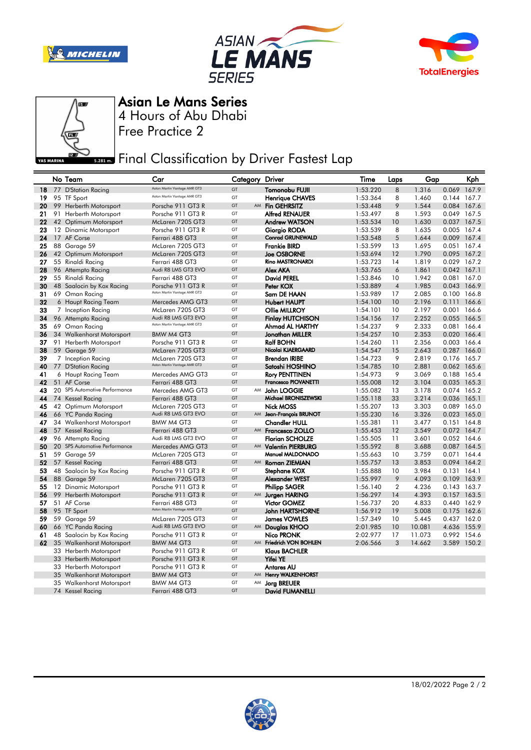# Asian Le Mans Series

4 Hours of Abu Dhabi

Free Practice 2

## Final Classification by Driver Fastest Lap

| | No | Team | Car | Category | | Driver | Time | Laps | Gap | | Kph |
|---|---|---|---|---|---|---|---|---|---|---|---|
| 18 | 77 | D'Station Racing | Aston Martin Vantage AMR GT3 | GT | | Tomonobu FUJII | 1:53.220 | 8 | 1.316 | 0.069 | 167.9 |
| 19 | 95 | TF Sport | Aston Martin Vantage AMR GT3 | GT | | Henrique CHAVES | 1:53.364 | 8 | 1.460 | 0.144 | 167.7 |
| 20 | 99 | Herberth Motorsport | Porsche 911 GT3 R | GT | AM | Fin GEHRSITZ | 1:53.448 | 9 | 1.544 | 0.084 | 167.6 |
| 21 | 91 | Herberth Motorsport | Porsche 911 GT3 R | GT | | Alfred RENAUER | 1:53.497 | 8 | 1.593 | 0.049 | 167.5 |
| 22 | 42 | Optimum Motorsport | McLaren 720S GT3 | GT | | Andrew WATSON | 1:53.534 | 10 | 1.630 | 0.037 | 167.5 |
| 23 | 12 | Dinamic Motorsport | Porsche 911 GT3 R | GT | | Giorgio RODA | 1:53.539 | 8 | 1.635 | 0.005 | 167.4 |
| 24 | 17 | AF Corse | Ferrari 488 GT3 | GT | | Conrad GRUNEWALD | 1:53.548 | 5 | 1.644 | 0.009 | 167.4 |
| 25 | 88 | Garage 59 | McLaren 720S GT3 | GT | | Frankie BIRD | 1:53.599 | 13 | 1.695 | 0.051 | 167.4 |
| 26 | 42 | Optimum Motorsport | McLaren 720S GT3 | GT | | Joe OSBORNE | 1:53.694 | 12 | 1.790 | 0.095 | 167.2 |
| 27 | 55 | Rinaldi Racing | Ferrari 488 GT3 | GT | | Rino MASTRONARDI | 1:53.723 | 14 | 1.819 | 0.029 | 167.2 |
| 28 | 96 | Attempto Racing | Audi R8 LMS GT3 EVO | GT | | Alex AKA | 1:53.765 | 6 | 1.861 | 0.042 | 167.1 |
| 29 | 55 | Rinaldi Racing | Ferrari 488 GT3 | GT | | David PEREL | 1:53.846 | 10 | 1.942 | 0.081 | 167.0 |
| 30 | 48 | Saalocin by Kox Racing | Porsche 911 GT3 R | GT | | Peter KOX | 1:53.889 | 4 | 1.985 | 0.043 | 166.9 |
| 31 | 69 | Oman Racing | Aston Martin Vantage AMR GT3 | GT | | Sam DE HAAN | 1:53.989 | 17 | 2.085 | 0.100 | 166.8 |
| 32 | 6 | Haupt Racing Team | Mercedes AMG GT3 | GT | | Hubert HAUPT | 1:54.100 | 10 | 2.196 | 0.111 | 166.6 |
| 33 | 7 | Inception Racing | McLaren 720S GT3 | GT | | Ollie MILLROY | 1:54.101 | 10 | 2.197 | 0.001 | 166.6 |
| 34 | 96 | Attempto Racing | Audi R8 LMS GT3 EVO | GT | | Finlay HUTCHISON | 1:54.156 | 17 | 2.252 | 0.055 | 166.5 |
| 35 | 69 | Oman Racing | Aston Martin Vantage AMR GT3 | GT | | Ahmad AL HARTHY | 1:54.237 | 9 | 2.333 | 0.081 | 166.4 |
| 36 | 34 | Walkenhorst Motorsport | BMW M4 GT3 | GT | | Jonathan MILLER | 1:54.257 | 10 | 2.353 | 0.020 | 166.4 |
| 37 | 91 | Herberth Motorsport | Porsche 911 GT3 R | GT | | Ralf BOHN | 1:54.260 | 11 | 2.356 | 0.003 | 166.4 |
| 38 | 59 | Garage 59 | McLaren 720S GT3 | GT | | Nicolai KJAERGAARD | 1:54.547 | 15 | 2.643 | 0.287 | 166.0 |
| 39 | 7 | Inception Racing | McLaren 720S GT3 | GT | | Brendan IRIBE | 1:54.723 | 9 | 2.819 | 0.176 | 165.7 |
| 40 | 77 | D'Station Racing | Aston Martin Vantage AMR GT3 | GT | | Satoshi HOSHINO | 1:54.785 | 10 | 2.881 | 0.062 | 165.6 |
| 41 | 6 | Haupt Racing Team | Mercedes AMG GT3 | GT | | Rory PENTTINEN | 1:54.973 | 9 | 3.069 | 0.188 | 165.4 |
| 42 | 51 | AF Corse | Ferrari 488 GT3 | GT | | Francesco PIOVANETTI | 1:55.008 | 12 | 3.104 | 0.035 | 165.3 |
| 43 | 20 | SPS Automotive Performance | Mercedes AMG GT3 | GT | AM | John LOGGIE | 1:55.082 | 13 | 3.178 | 0.074 | 165.2 |
| 44 | 74 | Kessel Racing | Ferrari 488 GT3 | GT | | Michael BRONISZEWSKI | 1:55.118 | 33 | 3.214 | 0.036 | 165.1 |
| 45 | 42 | Optimum Motorsport | McLaren 720S GT3 | GT | | Nick MOSS | 1:55.207 | 13 | 3.303 | 0.089 | 165.0 |
| 46 | 66 | YC Panda Racing | Audi R8 LMS GT3 EVO | GT | AM | Jean-François BRUNOT | 1:55.230 | 16 | 3.326 | 0.023 | 165.0 |
| 47 | 34 | Walkenhorst Motorsport | BMW M4 GT3 | GT | | Chandler HULL | 1:55.381 | 11 | 3.477 | 0.151 | 164.8 |
| 48 | 57 | Kessel Racing | Ferrari 488 GT3 | GT | AM | Francesco ZOLLO | 1:55.453 | 12 | 3.549 | 0.072 | 164.7 |
| 49 | 96 | Attempto Racing | Audi R8 LMS GT3 EVO | GT | | Florian SCHOLZE | 1:55.505 | 11 | 3.601 | 0.052 | 164.6 |
| 50 | 20 | SPS Automotive Performance | Mercedes AMG GT3 | GT | AM | Valentin PIERBURG | 1:55.592 | 8 | 3.688 | 0.087 | 164.5 |
| 51 | 59 | Garage 59 | McLaren 720S GT3 | GT | | Manuel MALDONADO | 1:55.663 | 10 | 3.759 | 0.071 | 164.4 |
| 52 | 57 | Kessel Racing | Ferrari 488 GT3 | GT | AM | Roman ZIEMIAN | 1:55.757 | 13 | 3.853 | 0.094 | 164.2 |
| 53 | 48 | Saalocin by Kox Racing | Porsche 911 GT3 R | GT | | Stephane KOX | 1:55.888 | 10 | 3.984 | 0.131 | 164.1 |
| 54 | 88 | Garage 59 | McLaren 720S GT3 | GT | | Alexander WEST | 1:55.997 | 9 | 4.093 | 0.109 | 163.9 |
| 55 | 12 | Dinamic Motorsport | Porsche 911 GT3 R | GT | | Philipp SAGER | 1:56.140 | 2 | 4.236 | 0.143 | 163.7 |
| 56 | 99 | Herberth Motorsport | Porsche 911 GT3 R | GT | AM | Jurgen HARING | 1:56.297 | 14 | 4.393 | 0.157 | 163.5 |
| 57 | 51 | AF Corse | Ferrari 488 GT3 | GT | | Victor GOMEZ | 1:56.737 | 20 | 4.833 | 0.440 | 162.9 |
| 58 | 95 | TF Sport | Aston Martin Vantage AMR GT3 | GT | | John HARTSHORNE | 1:56.912 | 19 | 5.008 | 0.175 | 162.6 |
| 59 | 59 | Garage 59 | McLaren 720S GT3 | GT | | James VOWLES | 1:57.349 | 10 | 5.445 | 0.437 | 162.0 |
| 60 | 66 | YC Panda Racing | Audi R8 LMS GT3 EVO | GT | AM | Douglas KHOO | 2:01.985 | 10 | 10.081 | 4.636 | 155.9 |
| 61 | 48 | Saalocin by Kox Racing | Porsche 911 GT3 R | GT | | Nico PRONK | 2:02.977 | 17 | 11.073 | 0.992 | 154.6 |
| 62 | 35 | Walkenhorst Motorsport | BMW M4 GT3 | GT | AM | Friedrich VON BOHLEN | 2:06.566 | 3 | 14.662 | 3.589 | 150.2 |
| | 33 | Herberth Motorsport | Porsche 911 GT3 R | GT | | Klaus BACHLER | | | | | |
| | 33 | Herberth Motorsport | Porsche 911 GT3 R | GT | | Yifei YE | | | | | |
| | 33 | Herberth Motorsport | Porsche 911 GT3 R | GT | | Antares AU | | | | | |
| | 35 | Walkenhorst Motorsport | BMW M4 GT3 | GT | AM | Henry WALKENHORST | | | | | |
| | 35 | Walkenhorst Motorsport | BMW M4 GT3 | GT | AM | Jorg BREUER | | | | | |
| | 74 | Kessel Racing | Ferrari 488 GT3 | GT | | David FUMANELLI | | | | | |

18/02/2022